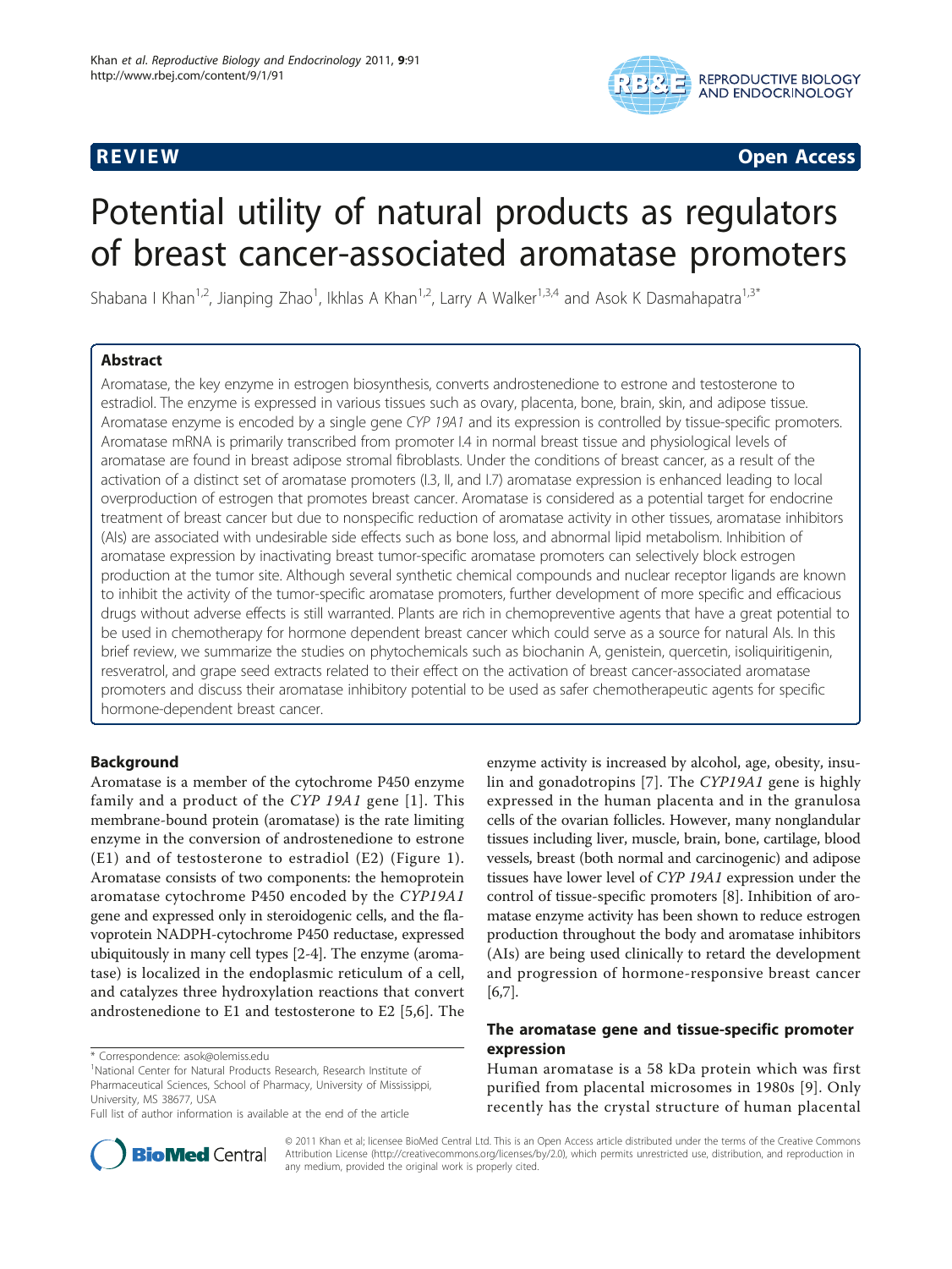**REVIEW** **Open Access**

# Potential utility of natural products as regulators of breast cancer-associated aromatase promoters

Shabana I Khan[1,2], Jianping Zhao[1], Ikhlas A Khan[1,2], Larry A Walker[1,3,4] and Asok K Dasmahapatra[1,3*]

## Abstract

Aromatase, the key enzyme in estrogen biosynthesis, converts androstenedione to estrone and testosterone to estradiol. The enzyme is expressed in various tissues such as ovary, placenta, bone, brain, skin, and adipose tissue. Aromatase enzyme is encoded by a single gene *CYP 19A1* and its expression is controlled by tissue-specific promoters. Aromatase mRNA is primarily transcribed from promoter I.4 in normal breast tissue and physiological levels of aromatase are found in breast adipose stromal fibroblasts. Under the conditions of breast cancer, as a result of the activation of a distinct set of aromatase promoters (I.3, II, and I.7) aromatase expression is enhanced leading to local overproduction of estrogen that promotes breast cancer. Aromatase is considered as a potential target for endocrine treatment of breast cancer but due to nonspecific reduction of aromatase activity in other tissues, aromatase inhibitors (AIs) are associated with undesirable side effects such as bone loss, and abnormal lipid metabolism. Inhibition of aromatase expression by inactivating breast tumor-specific aromatase promoters can selectively block estrogen production at the tumor site. Although several synthetic chemical compounds and nuclear receptor ligands are known to inhibit the activity of the tumor-specific aromatase promoters, further development of more specific and efficacious drugs without adverse effects is still warranted. Plants are rich in chemopreventive agents that have a great potential to be used in chemotherapy for hormone dependent breast cancer which could serve as a source for natural AIs. In this brief review, we summarize the studies on phytochemicals such as biochanin A, genistein, quercetin, isoliquiritigenin, resveratrol, and grape seed extracts related to their effect on the activation of breast cancer-associated aromatase promoters and discuss their aromatase inhibitory potential to be used as safer chemotherapeutic agents for specific hormone-dependent breast cancer.

## Background

Aromatase is a member of the cytochrome P450 enzyme family and a product of the *CYP 19A1* gene [1]. This membrane-bound protein (aromatase) is the rate limiting enzyme in the conversion of androstenedione to estrone (E1) and of testosterone to estradiol (E2) (Figure 1). Aromatase consists of two components: the hemoprotein aromatase cytochrome P450 encoded by the *CYP19A1* gene and expressed only in steroidogenic cells, and the flavoprotein NADPH-cytochrome P450 reductase, expressed ubiquitously in many cell types [2-4]. The enzyme (aromatase) is localized in the endoplasmic reticulum of a cell, and catalyzes three hydroxylation reactions that convert androstenedione to E1 and testosterone to E2 [5,6]. The enzyme activity is increased by alcohol, age, obesity, insulin and gonadotropins [7]. The *CYP19A1* gene is highly expressed in the human placenta and in the granulosa cells of the ovarian follicles. However, many nonglandular tissues including liver, muscle, brain, bone, cartilage, blood vessels, breast (both normal and carcinogenic) and adipose tissues have lower level of *CYP 19A1* expression under the control of tissue-specific promoters [8]. Inhibition of aromatase enzyme activity has been shown to reduce estrogen production throughout the body and aromatase inhibitors (AIs) are being used clinically to retard the development and progression of hormone-responsive breast cancer [6,7].

## The aromatase gene and tissue-specific promoter expression

Human aromatase is a 58 kDa protein which was first purified from placental microsomes in 1980s [9]. Only recently has the crystal structure of human placental

\* Correspondence: asok@olemiss.edu
[1]National Center for Natural Products Research, Research Institute of Pharmaceutical Sciences, School of Pharmacy, University of Mississippi, University, MS 38677, USA
Full list of author information is available at the end of the article

© 2011 Khan et al; licensee BioMed Central Ltd. This is an Open Access article distributed under the terms of the Creative Commons Attribution License (http://creativecommons.org/licenses/by/2.0), which permits unrestricted use, distribution, and reproduction in any medium, provided the original work is properly cited.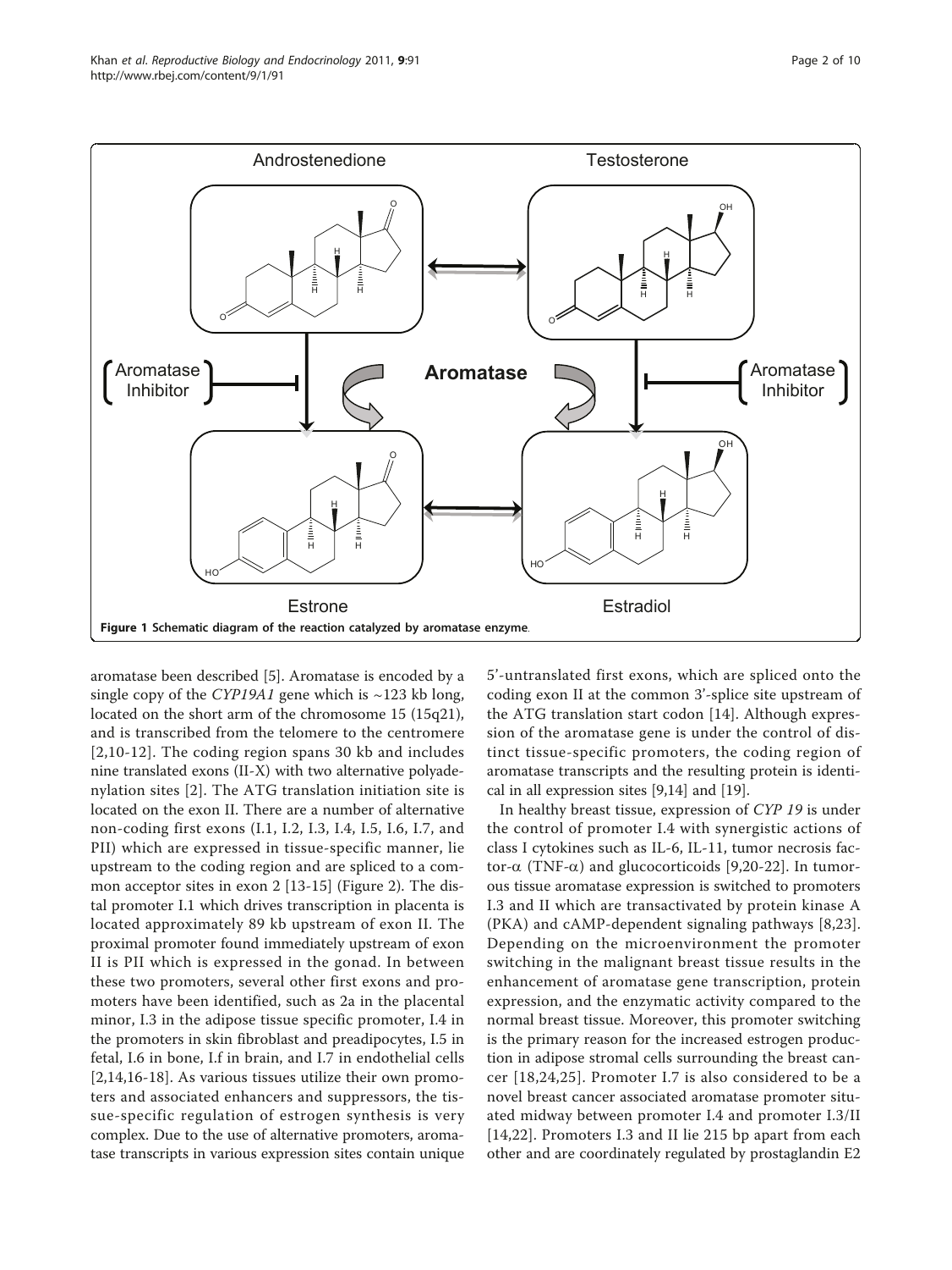**Figure 1 Schematic diagram of the reaction catalyzed by aromatase enzyme.**

aromatase been described [5]. Aromatase is encoded by a single copy of the *CYP19A1* gene which is ~123 kb long, located on the short arm of the chromosome 15 (15q21), and is transcribed from the telomere to the centromere [2,10-12]. The coding region spans 30 kb and includes nine translated exons (II-X) with two alternative polyadenylation sites [2]. The ATG translation initiation site is located on the exon II. There are a number of alternative non-coding first exons (I.1, I.2, I.3, I.4, I.5, I.6, I.7, and PII) which are expressed in tissue-specific manner, lie upstream to the coding region and are spliced to a common acceptor sites in exon 2 [13-15] (Figure 2). The distal promoter I.1 which drives transcription in placenta is located approximately 89 kb upstream of exon II. The proximal promoter found immediately upstream of exon II is PII which is expressed in the gonad. In between these two promoters, several other first exons and promoters have been identified, such as 2a in the placental minor, I.3 in the adipose tissue specific promoter, I.4 in the promoters in skin fibroblast and preadipocytes, I.5 in fetal, I.6 in bone, I.f in brain, and I.7 in endothelial cells [2,14,16-18]. As various tissues utilize their own promoters and associated enhancers and suppressors, the tissue-specific regulation of estrogen synthesis is very complex. Due to the use of alternative promoters, aromatase transcripts in various expression sites contain unique 5'-untranslated first exons, which are spliced onto the coding exon II at the common 3'-splice site upstream of the ATG translation start codon [14]. Although expression of the aromatase gene is under the control of distinct tissue-specific promoters, the coding region of aromatase transcripts and the resulting protein is identical in all expression sites [9,14] and [19].

In healthy breast tissue, expression of *CYP 19* is under the control of promoter I.4 with synergistic actions of class I cytokines such as IL-6, IL-11, tumor necrosis factor-α (TNF-α) and glucocorticoids [9,20-22]. In tumorous tissue aromatase expression is switched to promoters I.3 and II which are transactivated by protein kinase A (PKA) and cAMP-dependent signaling pathways [8,23]. Depending on the microenvironment the promoter switching in the malignant breast tissue results in the enhancement of aromatase gene transcription, protein expression, and the enzymatic activity compared to the normal breast tissue. Moreover, this promoter switching is the primary reason for the increased estrogen production in adipose stromal cells surrounding the breast cancer [18,24,25]. Promoter I.7 is also considered to be a novel breast cancer associated aromatase promoter situated midway between promoter I.4 and promoter I.3/II [14,22]. Promoters I.3 and II lie 215 bp apart from each other and are coordinately regulated by prostaglandin E2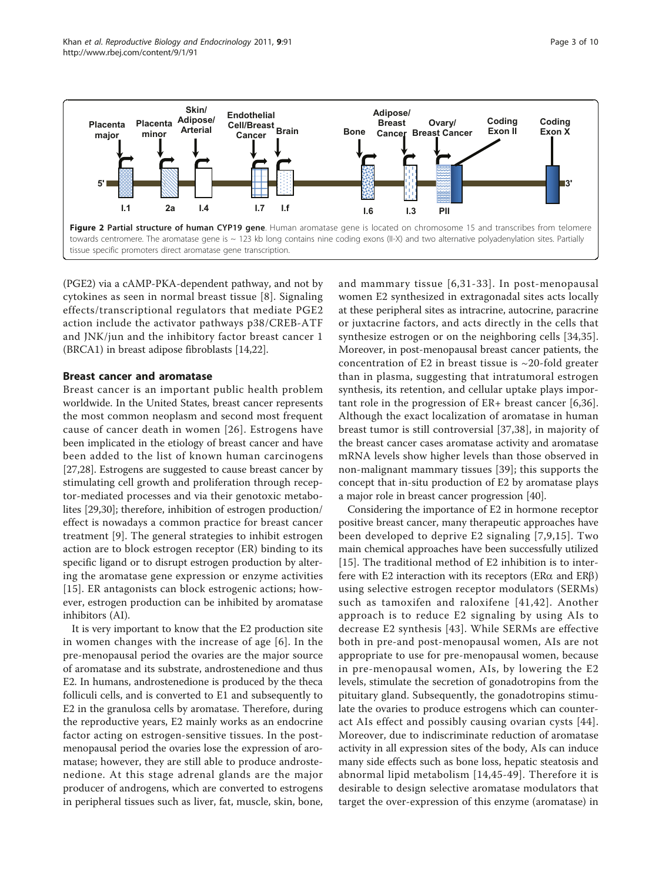**Figure 2 Partial structure of human CYP19 gene**. Human aromatase gene is located on chromosome 15 and transcribes from telomere towards centromere. The aromatase gene is ~ 123 kb long contains nine coding exons (II-X) and two alternative polyadenylation sites. Partially tissue specific promoters direct aromatase gene transcription.

(PGE2) via a cAMP-PKA-dependent pathway, and not by cytokines as seen in normal breast tissue [8]. Signaling effects/transcriptional regulators that mediate PGE2 action include the activator pathways p38/CREB-ATF and JNK/jun and the inhibitory factor breast cancer 1 (BRCA1) in breast adipose fibroblasts [14,22].

## Breast cancer and aromatase

Breast cancer is an important public health problem worldwide. In the United States, breast cancer represents the most common neoplasm and second most frequent cause of cancer death in women [26]. Estrogens have been implicated in the etiology of breast cancer and have been added to the list of known human carcinogens [27,28]. Estrogens are suggested to cause breast cancer by stimulating cell growth and proliferation through receptor-mediated processes and via their genotoxic metabolites [29,30]; therefore, inhibition of estrogen production/effect is nowadays a common practice for breast cancer treatment [9]. The general strategies to inhibit estrogen action are to block estrogen receptor (ER) binding to its specific ligand or to disrupt estrogen production by altering the aromatase gene expression or enzyme activities [15]. ER antagonists can block estrogenic actions; however, estrogen production can be inhibited by aromatase inhibitors (AI).

It is very important to know that the E2 production site in women changes with the increase of age [6]. In the pre-menopausal period the ovaries are the major source of aromatase and its substrate, androstenedione and thus E2. In humans, androstenedione is produced by the theca folliculi cells, and is converted to E1 and subsequently to E2 in the granulosa cells by aromatase. Therefore, during the reproductive years, E2 mainly works as an endocrine factor acting on estrogen-sensitive tissues. In the post-menopausal period the ovaries lose the expression of aromatase; however, they are still able to produce androstenedione. At this stage adrenal glands are the major producer of androgens, which are converted to estrogens in peripheral tissues such as liver, fat, muscle, skin, bone, and mammary tissue [6,31-33]. In post-menopausal women E2 synthesized in extragonadal sites acts locally at these peripheral sites as intracrine, autocrine, paracrine or juxtacrine factors, and acts directly in the cells that synthesize estrogen or on the neighboring cells [34,35]. Moreover, in post-menopausal breast cancer patients, the concentration of E2 in breast tissue is ~20-fold greater than in plasma, suggesting that intratumoral estrogen synthesis, its retention, and cellular uptake plays important role in the progression of ER+ breast cancer [6,36]. Although the exact localization of aromatase in human breast tumor is still controversial [37,38], in majority of the breast cancer cases aromatase activity and aromatase mRNA levels show higher levels than those observed in non-malignant mammary tissues [39]; this supports the concept that in-situ production of E2 by aromatase plays a major role in breast cancer progression [40].

Considering the importance of E2 in hormone receptor positive breast cancer, many therapeutic approaches have been developed to deprive E2 signaling [7,9,15]. Two main chemical approaches have been successfully utilized [15]. The traditional method of E2 inhibition is to interfere with E2 interaction with its receptors (ERα and ERβ) using selective estrogen receptor modulators (SERMs) such as tamoxifen and raloxifene [41,42]. Another approach is to reduce E2 signaling by using AIs to decrease E2 synthesis [43]. While SERMs are effective both in pre-and post-menopausal women, AIs are not appropriate to use for pre-menopausal women, because in pre-menopausal women, AIs, by lowering the E2 levels, stimulate the secretion of gonadotropins from the pituitary gland. Subsequently, the gonadotropins stimulate the ovaries to produce estrogens which can counteract AIs effect and possibly causing ovarian cysts [44]. Moreover, due to indiscriminate reduction of aromatase activity in all expression sites of the body, AIs can induce many side effects such as bone loss, hepatic steatosis and abnormal lipid metabolism [14,45-49]. Therefore it is desirable to design selective aromatase modulators that target the over-expression of this enzyme (aromatase) in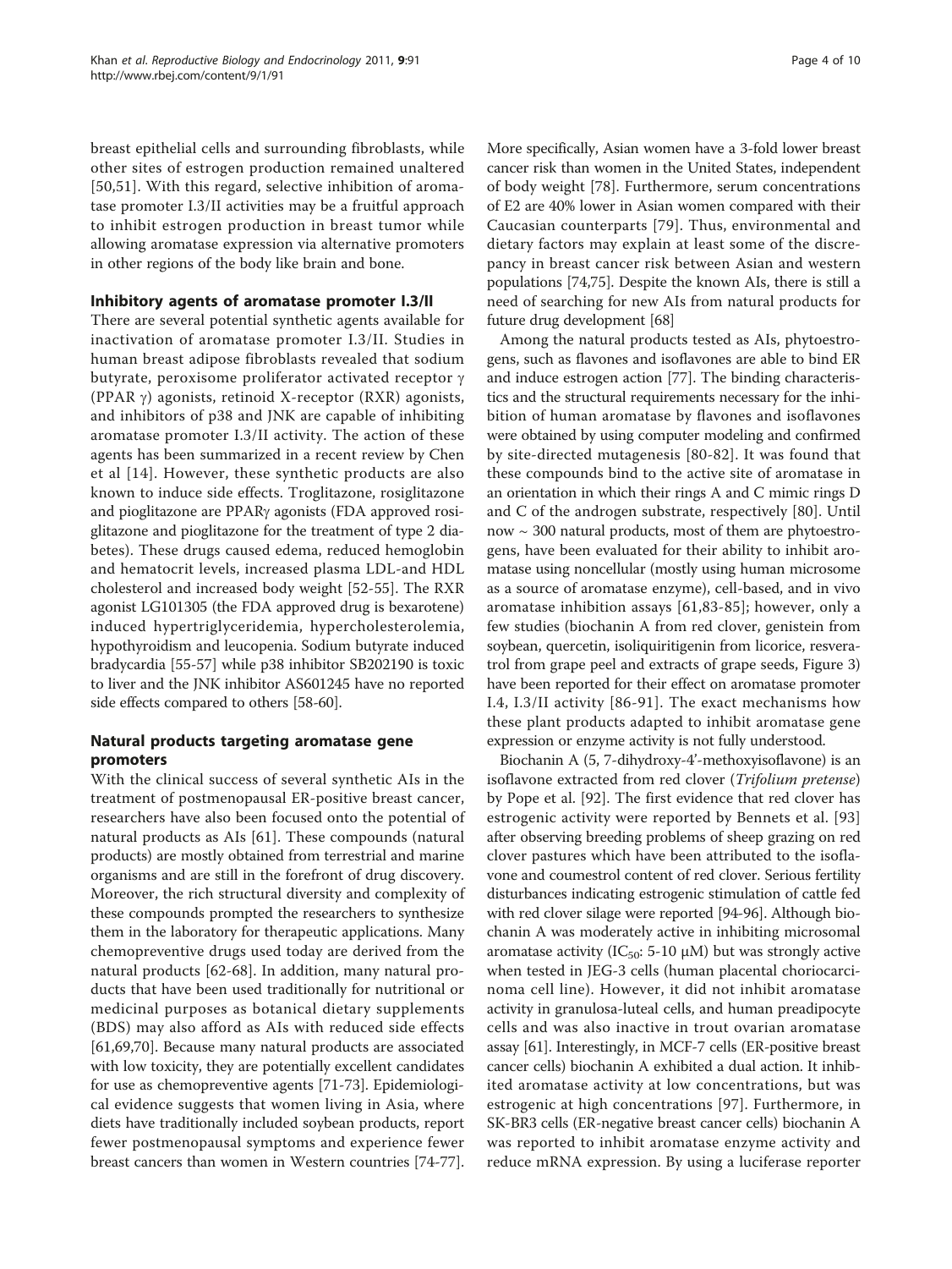breast epithelial cells and surrounding fibroblasts, while other sites of estrogen production remained unaltered [50,51]. With this regard, selective inhibition of aromatase promoter I.3/II activities may be a fruitful approach to inhibit estrogen production in breast tumor while allowing aromatase expression via alternative promoters in other regions of the body like brain and bone.

## Inhibitory agents of aromatase promoter I.3/II

There are several potential synthetic agents available for inactivation of aromatase promoter I.3/II. Studies in human breast adipose fibroblasts revealed that sodium butyrate, peroxisome proliferator activated receptor γ (PPAR γ) agonists, retinoid X-receptor (RXR) agonists, and inhibitors of p38 and JNK are capable of inhibiting aromatase promoter I.3/II activity. The action of these agents has been summarized in a recent review by Chen et al [14]. However, these synthetic products are also known to induce side effects. Troglitazone, rosiglitazone and pioglitazone are PPARγ agonists (FDA approved rosiglitazone and pioglitazone for the treatment of type 2 diabetes). These drugs caused edema, reduced hemoglobin and hematocrit levels, increased plasma LDL-and HDL cholesterol and increased body weight [52-55]. The RXR agonist LG101305 (the FDA approved drug is bexarotene) induced hypertriglyceridemia, hypercholesterolemia, hypothyroidism and leucopenia. Sodium butyrate induced bradycardia [55-57] while p38 inhibitor SB202190 is toxic to liver and the JNK inhibitor AS601245 have no reported side effects compared to others [58-60].

## Natural products targeting aromatase gene promoters

With the clinical success of several synthetic AIs in the treatment of postmenopausal ER-positive breast cancer, researchers have also been focused onto the potential of natural products as AIs [61]. These compounds (natural products) are mostly obtained from terrestrial and marine organisms and are still in the forefront of drug discovery. Moreover, the rich structural diversity and complexity of these compounds prompted the researchers to synthesize them in the laboratory for therapeutic applications. Many chemopreventive drugs used today are derived from the natural products [62-68]. In addition, many natural products that have been used traditionally for nutritional or medicinal purposes as botanical dietary supplements (BDS) may also afford as AIs with reduced side effects [61,69,70]. Because many natural products are associated with low toxicity, they are potentially excellent candidates for use as chemopreventive agents [71-73]. Epidemiological evidence suggests that women living in Asia, where diets have traditionally included soybean products, report fewer postmenopausal symptoms and experience fewer breast cancers than women in Western countries [74-77]. More specifically, Asian women have a 3-fold lower breast cancer risk than women in the United States, independent of body weight [78]. Furthermore, serum concentrations of E2 are 40% lower in Asian women compared with their Caucasian counterparts [79]. Thus, environmental and dietary factors may explain at least some of the discrepancy in breast cancer risk between Asian and western populations [74,75]. Despite the known AIs, there is still a need of searching for new AIs from natural products for future drug development [68]

Among the natural products tested as AIs, phytoestrogens, such as flavones and isoflavones are able to bind ER and induce estrogen action [77]. The binding characteristics and the structural requirements necessary for the inhibition of human aromatase by flavones and isoflavones were obtained by using computer modeling and confirmed by site-directed mutagenesis [80-82]. It was found that these compounds bind to the active site of aromatase in an orientation in which their rings A and C mimic rings D and C of the androgen substrate, respectively [80]. Until now ~ 300 natural products, most of them are phytoestrogens, have been evaluated for their ability to inhibit aromatase using noncellular (mostly using human microsome as a source of aromatase enzyme), cell-based, and in vivo aromatase inhibition assays [61,83-85]; however, only a few studies (biochanin A from red clover, genistein from soybean, quercetin, isoliquiritigenin from licorice, resveratrol from grape peel and extracts of grape seeds, Figure 3) have been reported for their effect on aromatase promoter I.4, I.3/II activity [86-91]. The exact mechanisms how these plant products adapted to inhibit aromatase gene expression or enzyme activity is not fully understood.

Biochanin A (5, 7-dihydroxy-4'-methoxyisoflavone) is an isoflavone extracted from red clover (*Trifolium pretense*) by Pope et al. [92]. The first evidence that red clover has estrogenic activity were reported by Bennets et al. [93] after observing breeding problems of sheep grazing on red clover pastures which have been attributed to the isoflavone and coumestrol content of red clover. Serious fertility disturbances indicating estrogenic stimulation of cattle fed with red clover silage were reported [94-96]. Although biochanin A was moderately active in inhibiting microsomal aromatase activity ($IC_{50}$: 5-10 μM) but was strongly active when tested in JEG-3 cells (human placental choriocarcinoma cell line). However, it did not inhibit aromatase activity in granulosa-luteal cells, and human preadipocyte cells and was also inactive in trout ovarian aromatase assay [61]. Interestingly, in MCF-7 cells (ER-positive breast cancer cells) biochanin A exhibited a dual action. It inhibited aromatase activity at low concentrations, but was estrogenic at high concentrations [97]. Furthermore, in SK-BR3 cells (ER-negative breast cancer cells) biochanin A was reported to inhibit aromatase enzyme activity and reduce mRNA expression. By using a luciferase reporter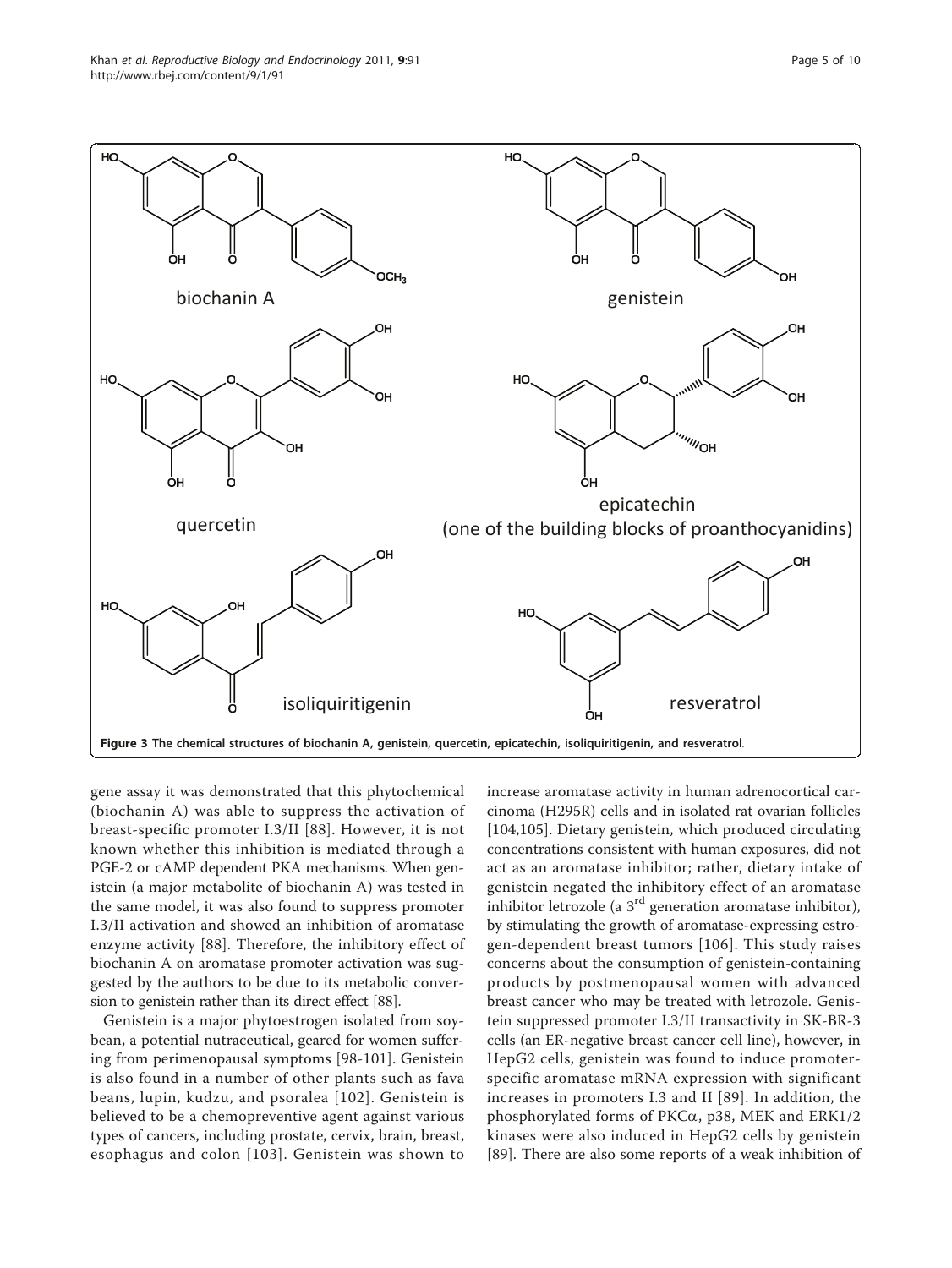**Figure 3 The chemical structures of biochanin A, genistein, quercetin, epicatechin, isoliquiritigenin, and resveratrol.**

gene assay it was demonstrated that this phytochemical (biochanin A) was able to suppress the activation of breast-specific promoter I.3/II [88]. However, it is not known whether this inhibition is mediated through a PGE-2 or cAMP dependent PKA mechanisms. When genistein (a major metabolite of biochanin A) was tested in the same model, it was also found to suppress promoter I.3/II activation and showed an inhibition of aromatase enzyme activity [88]. Therefore, the inhibitory effect of biochanin A on aromatase promoter activation was suggested by the authors to be due to its metabolic conversion to genistein rather than its direct effect [88].

Genistein is a major phytoestrogen isolated from soybean, a potential nutraceutical, geared for women suffering from perimenopausal symptoms [98-101]. Genistein is also found in a number of other plants such as fava beans, lupin, kudzu, and psoralea [102]. Genistein is believed to be a chemopreventive agent against various types of cancers, including prostate, cervix, brain, breast, esophagus and colon [103]. Genistein was shown to increase aromatase activity in human adrenocortical carcinoma (H295R) cells and in isolated rat ovarian follicles [104,105]. Dietary genistein, which produced circulating concentrations consistent with human exposures, did not act as an aromatase inhibitor; rather, dietary intake of genistein negated the inhibitory effect of an aromatase inhibitor letrozole (a 3rd generation aromatase inhibitor), by stimulating the growth of aromatase-expressing estrogen-dependent breast tumors [106]. This study raises concerns about the consumption of genistein-containing products by postmenopausal women with advanced breast cancer who may be treated with letrozole. Genistein suppressed promoter I.3/II transactivity in SK-BR-3 cells (an ER-negative breast cancer cell line), however, in HepG2 cells, genistein was found to induce promoter-specific aromatase mRNA expression with significant increases in promoters I.3 and II [89]. In addition, the phosphorylated forms of PKC$\alpha$, p38, MEK and ERK1/2 kinases were also induced in HepG2 cells by genistein [89]. There are also some reports of a weak inhibition of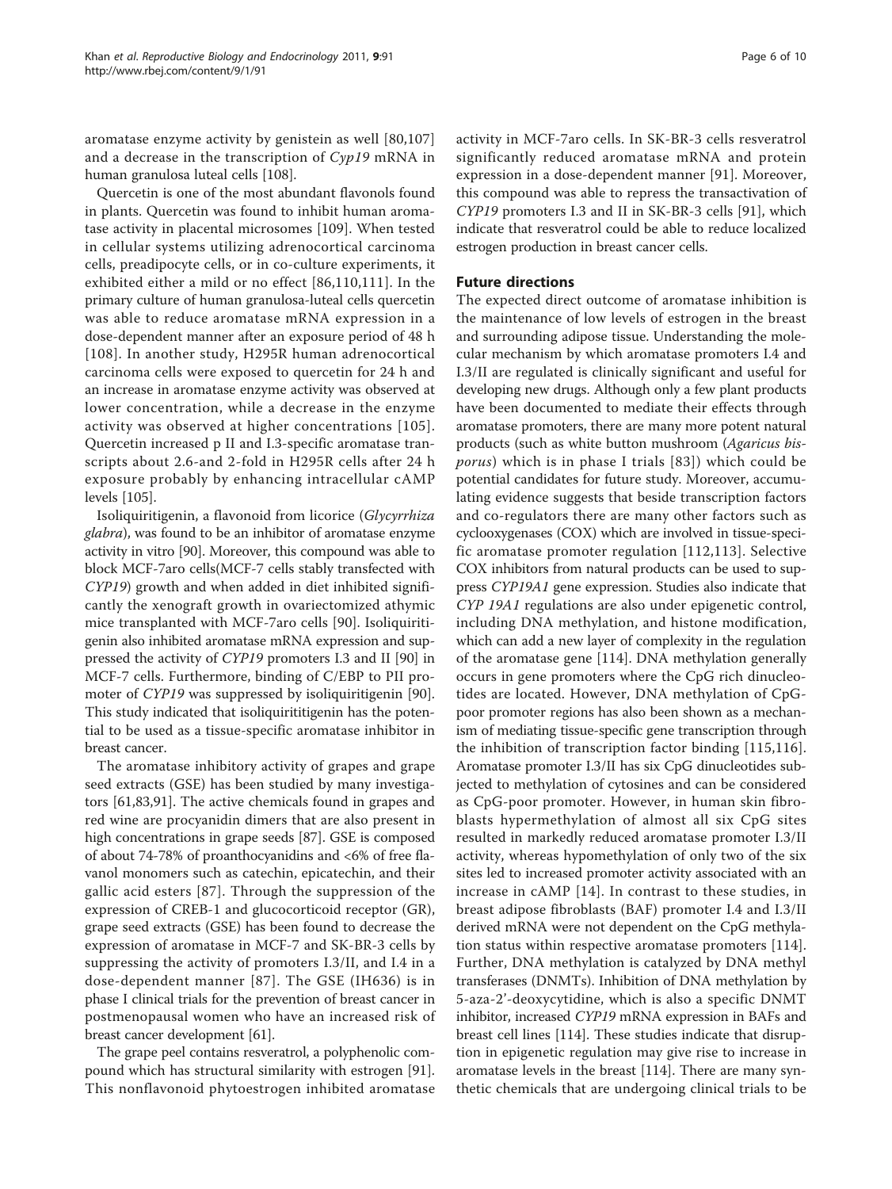aromatase enzyme activity by genistein as well [80,107] and a decrease in the transcription of *Cyp19* mRNA in human granulosa luteal cells [108].

Quercetin is one of the most abundant flavonols found in plants. Quercetin was found to inhibit human aromatase activity in placental microsomes [109]. When tested in cellular systems utilizing adrenocortical carcinoma cells, preadipocyte cells, or in co-culture experiments, it exhibited either a mild or no effect [86,110,111]. In the primary culture of human granulosa-luteal cells quercetin was able to reduce aromatase mRNA expression in a dose-dependent manner after an exposure period of 48 h [108]. In another study, H295R human adrenocortical carcinoma cells were exposed to quercetin for 24 h and an increase in aromatase enzyme activity was observed at lower concentration, while a decrease in the enzyme activity was observed at higher concentrations [105]. Quercetin increased p II and I.3-specific aromatase transcripts about 2.6-and 2-fold in H295R cells after 24 h exposure probably by enhancing intracellular cAMP levels [105].

Isoliquiritigenin, a flavonoid from licorice (*Glycyrrhiza glabra*), was found to be an inhibitor of aromatase enzyme activity in vitro [90]. Moreover, this compound was able to block MCF-7aro cells(MCF-7 cells stably transfected with *CYP19*) growth and when added in diet inhibited significantly the xenograft growth in ovariectomized athymic mice transplanted with MCF-7aro cells [90]. Isoliquiritigenin also inhibited aromatase mRNA expression and suppressed the activity of *CYP19* promoters I.3 and II [90] in MCF-7 cells. Furthermore, binding of C/EBP to PII promoter of *CYP19* was suppressed by isoliquiritigenin [90]. This study indicated that isoliquirititigenin has the potential to be used as a tissue-specific aromatase inhibitor in breast cancer.

The aromatase inhibitory activity of grapes and grape seed extracts (GSE) has been studied by many investigators [61,83,91]. The active chemicals found in grapes and red wine are procyanidin dimers that are also present in high concentrations in grape seeds [87]. GSE is composed of about 74-78% of proanthocyanidins and <6% of free flavanol monomers such as catechin, epicatechin, and their gallic acid esters [87]. Through the suppression of the expression of CREB-1 and glucocorticoid receptor (GR), grape seed extracts (GSE) has been found to decrease the expression of aromatase in MCF-7 and SK-BR-3 cells by suppressing the activity of promoters I.3/II, and I.4 in a dose-dependent manner [87]. The GSE (IH636) is in phase I clinical trials for the prevention of breast cancer in postmenopausal women who have an increased risk of breast cancer development [61].

The grape peel contains resveratrol, a polyphenolic compound which has structural similarity with estrogen [91]. This nonflavonoid phytoestrogen inhibited aromatase activity in MCF-7aro cells. In SK-BR-3 cells resveratrol significantly reduced aromatase mRNA and protein expression in a dose-dependent manner [91]. Moreover, this compound was able to repress the transactivation of *CYP19* promoters I.3 and II in SK-BR-3 cells [91], which indicate that resveratrol could be able to reduce localized estrogen production in breast cancer cells.

## Future directions

The expected direct outcome of aromatase inhibition is the maintenance of low levels of estrogen in the breast and surrounding adipose tissue. Understanding the molecular mechanism by which aromatase promoters I.4 and I.3/II are regulated is clinically significant and useful for developing new drugs. Although only a few plant products have been documented to mediate their effects through aromatase promoters, there are many more potent natural products (such as white button mushroom (*Agaricus bisporus*) which is in phase I trials [83]) which could be potential candidates for future study. Moreover, accumulating evidence suggests that beside transcription factors and co-regulators there are many other factors such as cyclooxygenases (COX) which are involved in tissue-specific aromatase promoter regulation [112,113]. Selective COX inhibitors from natural products can be used to suppress *CYP19A1* gene expression. Studies also indicate that *CYP 19A1* regulations are also under epigenetic control, including DNA methylation, and histone modification, which can add a new layer of complexity in the regulation of the aromatase gene [114]. DNA methylation generally occurs in gene promoters where the CpG rich dinucleotides are located. However, DNA methylation of CpG-poor promoter regions has also been shown as a mechanism of mediating tissue-specific gene transcription through the inhibition of transcription factor binding [115,116]. Aromatase promoter I.3/II has six CpG dinucleotides subjected to methylation of cytosines and can be considered as CpG-poor promoter. However, in human skin fibroblasts hypermethylation of almost all six CpG sites resulted in markedly reduced aromatase promoter I.3/II activity, whereas hypomethylation of only two of the six sites led to increased promoter activity associated with an increase in cAMP [14]. In contrast to these studies, in breast adipose fibroblasts (BAF) promoter I.4 and I.3/II derived mRNA were not dependent on the CpG methylation status within respective aromatase promoters [114]. Further, DNA methylation is catalyzed by DNA methyl transferases (DNMTs). Inhibition of DNA methylation by 5-aza-2'-deoxycytidine, which is also a specific DNMT inhibitor, increased *CYP19* mRNA expression in BAFs and breast cell lines [114]. These studies indicate that disruption in epigenetic regulation may give rise to increase in aromatase levels in the breast [114]. There are many synthetic chemicals that are undergoing clinical trials to be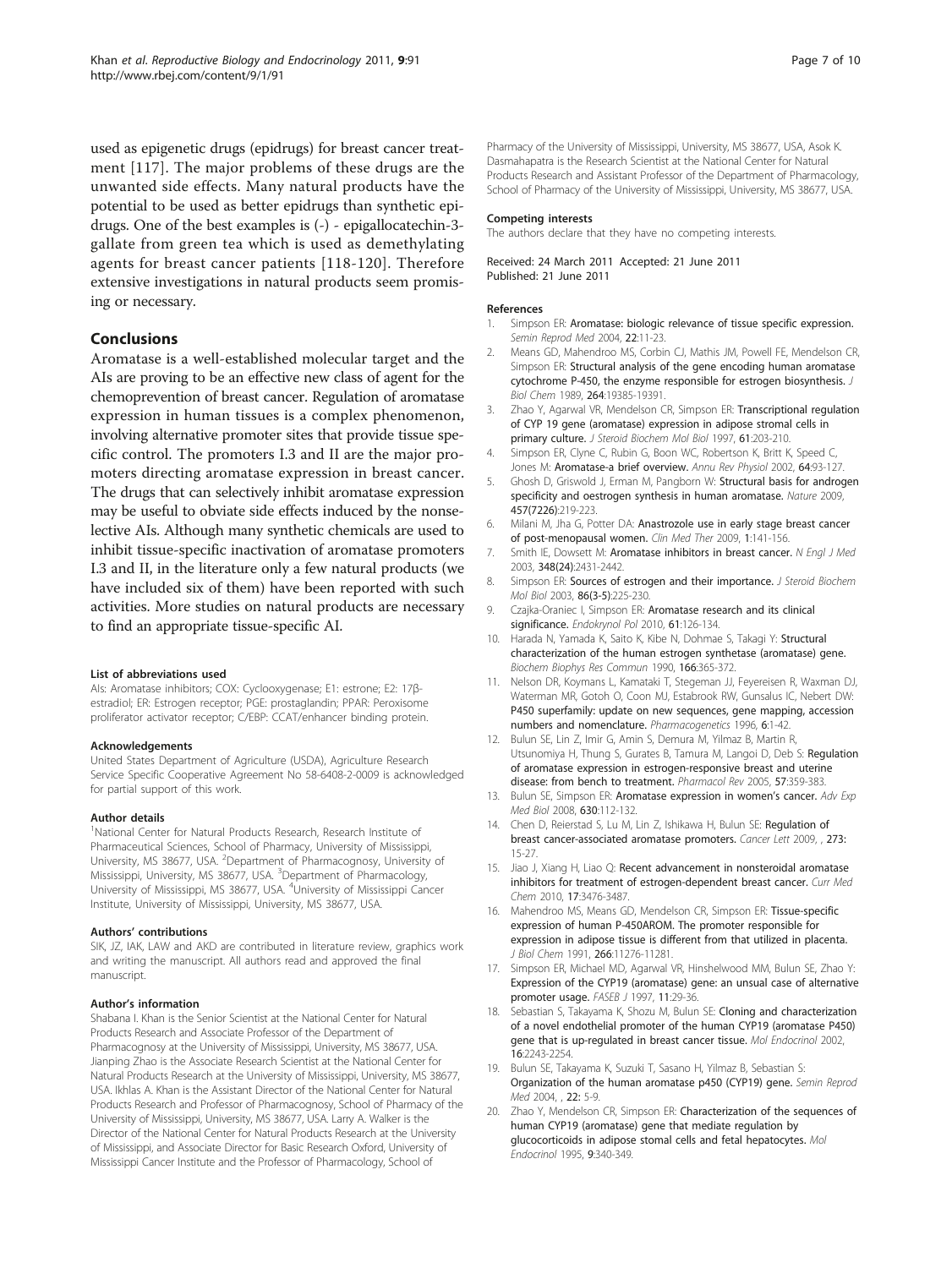used as epigenetic drugs (epidrugs) for breast cancer treatment [117]. The major problems of these drugs are the unwanted side effects. Many natural products have the potential to be used as better epidrugs than synthetic epidrugs. One of the best examples is (-) - epigallocatechin-3-gallate from green tea which is used as demethylating agents for breast cancer patients [118-120]. Therefore extensive investigations in natural products seem promising or necessary.

## Conclusions

Aromatase is a well-established molecular target and the AIs are proving to be an effective new class of agent for the chemoprevention of breast cancer. Regulation of aromatase expression in human tissues is a complex phenomenon, involving alternative promoter sites that provide tissue specific control. The promoters I.3 and II are the major promoters directing aromatase expression in breast cancer. The drugs that can selectively inhibit aromatase expression may be useful to obviate side effects induced by the nonselective AIs. Although many synthetic chemicals are used to inhibit tissue-specific inactivation of aromatase promoters I.3 and II, in the literature only a few natural products (we have included six of them) have been reported with such activities. More studies on natural products are necessary to find an appropriate tissue-specific AI.

#### List of abbreviations used

AIs: Aromatase inhibitors; COX: Cyclooxygenase; E1: estrone; E2: 17β-estradiol; ER: Estrogen receptor; PGE: prostaglandin; PPAR: Peroxisome proliferator activator receptor; C/EBP: CCAT/enhancer binding protein.

#### Acknowledgements

United States Department of Agriculture (USDA), Agriculture Research Service Specific Cooperative Agreement No 58-6408-2-0009 is acknowledged for partial support of this work.

#### Author details

[1]National Center for Natural Products Research, Research Institute of Pharmaceutical Sciences, School of Pharmacy, University of Mississippi, University, MS 38677, USA. [2]Department of Pharmacognosy, University of Mississippi, University, MS 38677, USA. [3]Department of Pharmacology, University of Mississippi, MS 38677, USA. [4]University of Mississippi Cancer Institute, University of Mississippi, University, MS 38677, USA.

#### Authors' contributions

SIK, JZ, IAK, LAW and AKD are contributed in literature review, graphics work and writing the manuscript. All authors read and approved the final manuscript.

#### Author's information

Shabana I. Khan is the Senior Scientist at the National Center for Natural Products Research and Associate Professor of the Department of Pharmacognosy at the University of Mississippi, University, MS 38677, USA. Jianping Zhao is the Associate Research Scientist at the National Center for Natural Products Research at the University of Mississippi, University, MS 38677, USA. Ikhlas A. Khan is the Assistant Director of the National Center for Natural Products Research and Professor of Pharmacognosy, School of Pharmacy of the University of Mississippi, University, MS 38677, USA. Larry A. Walker is the Director of the National Center for Natural Products Research at the University of Mississippi, and Associate Director for Basic Research Oxford, University of Mississippi Cancer Institute and the Professor of Pharmacology, School of Pharmacy of the University of Mississippi, University, MS 38677, USA, Asok K. Dasmahapatra is the Research Scientist at the National Center for Natural Products Research and Assistant Professor of the Department of Pharmacology, School of Pharmacy of the University of Mississippi, University, MS 38677, USA.

#### Competing interests

The authors declare that they have no competing interests.

Received: 24 March 2011 Accepted: 21 June 2011
Published: 21 June 2011

#### References

1. Simpson ER: **Aromatase: biologic relevance of tissue specific expression.** *Semin Reprod Med* 2004, **22**:11-23.
2. Means GD, Mahendroo MS, Corbin CJ, Mathis JM, Powell FE, Mendelson CR, Simpson ER: **Structural analysis of the gene encoding human aromatase cytochrome P-450, the enzyme responsible for estrogen biosynthesis.** *J Biol Chem* 1989, **264**:19385-19391.
3. Zhao Y, Agarwal VR, Mendelson CR, Simpson ER: **Transcriptional regulation of CYP 19 gene (aromatase) expression in adipose stromal cells in primary culture.** *J Steroid Biochem Mol Biol* 1997, **61**:203-210.
4. Simpson ER, Clyne C, Rubin G, Boon WC, Robertson K, Britt K, Speed C, Jones M: **Aromatase-a brief overview.** *Annu Rev Physiol* 2002, **64**:93-127.
5. Ghosh D, Griswold J, Erman M, Pangborn W: **Structural basis for androgen specificity and oestrogen synthesis in human aromatase.** *Nature* 2009, **457(7226)**:219-223.
6. Milani M, Jha G, Potter DA: **Anastrozole use in early stage breast cancer of post-menopausal women.** *Clin Med Ther* 2009, **1**:141-156.
7. Smith IE, Dowsett M: **Aromatase inhibitors in breast cancer.** *N Engl J Med* 2003, **348(24)**:2431-2442.
8. Simpson ER: **Sources of estrogen and their importance.** *J Steroid Biochem Mol Biol* 2003, **86(3-5)**:225-230.
9. Czajka-Oraniec I, Simpson ER: **Aromatase research and its clinical significance.** *Endokrynol Pol* 2010, **61**:126-134.
10. Harada N, Yamada K, Saito K, Kibe N, Dohmae S, Takagi Y: **Structural characterization of the human estrogen synthetase (aromatase) gene.** *Biochem Biophys Res Commun* 1990, **166**:365-372.
11. Nelson DR, Koymans L, Kamataki T, Stegeman JJ, Feyereisen R, Waxman DJ, Waterman MR, Gotoh O, Coon MJ, Estabrook RW, Gunsalus IC, Nebert DW: **P450 superfamily: update on new sequences, gene mapping, accession numbers and nomenclature.** *Pharmacogenetics* 1996, **6**:1-42.
12. Bulun SE, Lin Z, Imir G, Amin S, Demura M, Yilmaz B, Martin R, Utsunomiya H, Thung S, Gurates B, Tamura M, Langoi D, Deb S: **Regulation of aromatase expression in estrogen-responsive breast and uterine disease: from bench to treatment.** *Pharmacol Rev* 2005, **57**:359-383.
13. Bulun SE, Simpson ER: **Aromatase expression in women's cancer.** *Adv Exp Med Biol* 2008, **630**:112-132.
14. Chen D, Reierstad S, Lu M, Lin Z, Ishikawa H, Bulun SE: **Regulation of breast cancer-associated aromatase promoters.** *Cancer Lett* 2009, , **273**: 15-27.
15. Jiao J, Xiang H, Liao Q: **Recent advancement in nonsteroidal aromatase inhibitors for treatment of estrogen-dependent breast cancer.** *Curr Med Chem* 2010, **17**:3476-3487.
16. Mahendroo MS, Means GD, Mendelson CR, Simpson ER: **Tissue-specific expression of human P-450AROM. The promoter responsible for expression in adipose tissue is different from that utilized in placenta.** *J Biol Chem* 1991, **266**:11276-11281.
17. Simpson ER, Michael MD, Agarwal VR, Hinshelwood MM, Bulun SE, Zhao Y: **Expression of the CYP19 (aromatase) gene: an unsual case of alternative promoter usage.** *FASEB J* 1997, **11**:29-36.
18. Sebastian S, Takayama K, Shozu M, Bulun SE: **Cloning and characterization of a novel endothelial promoter of the human CYP19 (aromatase P450) gene that is up-regulated in breast cancer tissue.** *Mol Endocrinol* 2002, **16**:2243-2254.
19. Bulun SE, Takayama K, Suzuki T, Sasano H, Yilmaz B, Sebastian S: **Organization of the human aromatase p450 (CYP19) gene.** *Semin Reprod Med* 2004, , **22**: 5-9.
20. Zhao Y, Mendelson CR, Simpson ER: **Characterization of the sequences of human CYP19 (aromatase) gene that mediate regulation by glucocorticoids in adipose stomal cells and fetal hepatocytes.** *Mol Endocrinol* 1995, **9**:340-349.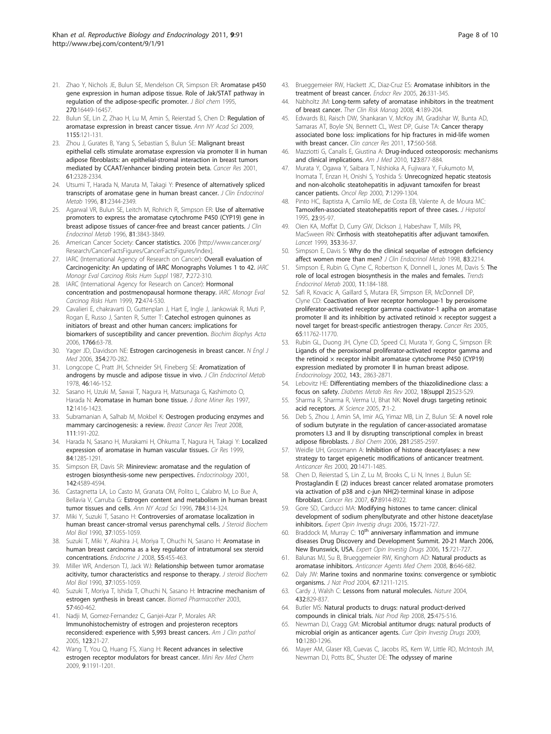21. Zhao Y, Nichols JE, Bulun SE, Mendelson CR, Simpson ER: Aromatase p450 gene expression in human adipose tissue. Role of Jak/STAT pathway in regulation of the adipose-specific promoter. *J Biol chem* 1995, 270:16449-16457.
22. Bulun SE, Lin Z, Zhao H, Lu M, Amin S, Reierstad S, Chen D: Regulation of aromatase expression in breast cancer tissue. *Ann NY Acad Sci* 2009, 1155:121-131.
23. Zhou J, Gurates B, Yang S, Sebastian S, Bulun SE: Malignant breast epithelial cells stimulate aromatase expression via promoter II in human adipose fibroblasts: an epithelial-stromal interaction in breast tumors mediated by CCAAT/enhancer binding protein beta. *Cancer Res* 2001, 61:2328-2334.
24. Utsumi T, Harada N, Maruta M, Takagi Y: Presence of alternatively spliced transcripts of aromatase gene in human breast cancer. *J Clin Endocrinol Metab* 1996, 81:2344-2349.
25. Agarwal VR, Bulun SE, Leitch M, Rohrich R, Simpson ER: Use of alternative promoters to express the aromatase cytochrome P450 (CYP19) gene in breast adipose tissues of cancer-free and breast cancer patients. *J Clin Endocrinol Metab* 1996, 81:3843-3849.
26. American Cancer Society: Cancer statistics. 2006 [http://www.cancer.org/Research/CancerFactsFigures/CancerFactsFigures/index].
27. IARC (International Agency of Research on Cancer): Overall evaluation of Carcinogenicity: An updating of IARC Monographs Volumes 1 to 42. *IARC Monogr Eval Carcinog Risks Hum Suppl* 1987, 7:272-310.
28. IARC (International Agency for Research on Cancer): Hormonal concentration and postmenopausal hormone therapy. *IARC Monogr Eval Carcinog Risks Hum* 1999, 72:474-530.
29. Cavalieri E, chakravarti D, Guttenplan J, Hart E, Ingle J, Jankowiak R, Muti P, Rogan E, Russo J, Santen R, Sutter T: Catechol estrogen quinones as initiators of breast and other human cancers: implications for biomarkers of susceptibility and cancer prevention. *Biochim Biophys Acta* 2006, 1766:63-78.
30. Yager JD, Davidson NE: Estrogen carcinogenesis in breast cancer. *N Engl J Med* 2006, 354:270-282.
31. Longcope C, Pratt JH, Schneider SH, Fineberg SE: Aromatization of androgens by muscle and adipose tissue in vivo. *J Clin Endocrinol Metab* 1978, 46:146-152.
32. Sasano H, Uzuki M, Sawai T, Nagura H, Matsunaga G, Kashimoto O, Harada N: Aromatase in human bone tissue. *J Bone Miner Res* 1997, 12:1416-1423.
33. Subramanian A, Salhab M, Mokbel K: Oestrogen producing enzymes and mammary carcinogenesis: a review. *Breast Cancer Res Treat* 2008, 111:191-202.
34. Harada N, Sasano H, Murakami H, Ohkuma T, Nagura H, Takagi Y: Localized expression of aromatase in human vascular tissues. *Cir Res* 1999, 84:1285-1291.
35. Simpson ER, Davis SR: Minireview: aromatase and the regulation of estrogen biosynthesis-some new perspectives. *Endocrinology* 2001, 142:4589-4594.
36. Castagnetta LA, Lo Casto M, Granata OM, Polito L, Calabro M, Lo Bue A, Bellavia V, Carruba G: Estrogen content and metabolism in human breast tumor tissues and cells. *Ann NY Acad Sci* 1996, 784:314-324.
37. Miki Y, Suzuki T, Sasano H: Controversies of aromatase localization in human breast cancer-stromal versus parenchymal cells. *J Steroid Biochem Mol Biol* 1990, 37:1055-1059.
38. Suzuki T, Miki Y, Akahira J-I, Moriya T, Ohuchi N, Sasano H: Aromatase in human breast carcinoma as a key regulator of intratumoral sex steroid concentrations. *Endocrine J* 2008, 55:455-463.
39. Miller WR, Anderson TJ, Jack WJ: Relationship between tumor aromatase acitivity, tumor characteristics and response to therapy. *J steroid Biochem Mol Biol* 1990, 37:1055-1059.
40. Suzuki T, Moriya T, Ishida T, Ohuchi N, Sasano H: Intracrine mechanism of estrogen synthesis in breast cancer. *Biomed Pharmacother* 2003, 57:460-462.
41. Nadji M, Gomez-Fernandez C, Ganjei-Azar P, Morales AR: Immunohistochemistry of estrogen and projesteron receptors reconsidered: experience with 5,993 breast cancers. *Am J Clin pathol* 2005, 123:21-27.
42. Wang T, You Q, Huang FS, Xiang H: Recent advances in selective estrogen receptor modulators for breast cancer. *Mini Rev Med Chem* 2009, 9:1191-1201.
43. Brueggemeier RW, Hackett JC, Diaz-Cruz ES: Aromatase inhibitors in the treatment of breast cancer. *Endocr Rev* 2005, 26:331-345.
44. Nabholtz JM: Long-term safety of aromatase inhibitors in the treatment of breast cancer. *Ther Clin Risk Manag* 2008, 4:189-204.
45. Edwards BJ, Raisch DW, Shankaran V, McKoy JM, Gradishar W, Bunta AD, Samaras AT, Boyle SN, Bennett CL, West DP, Guise TA: Cancer therapy associated bone loss: implications for hip fractures in mid-life women with breast cancer. *Clin cancer Res* 2011, 17:560-568.
46. Mazziotti G, Canalis E, Giustina A: Drug-induced osteoporosis: mechanisms and clinical implications. *Am J Med* 2010, 123:877-884.
47. Murata Y, Ogawa Y, Saibara T, Nishioka A, Fujiwara Y, Fukumoto M, Inomata T, Enzan H, Onishi S, Yoshida S: Unrecognized hepatic steatosis and non-alcoholic steatohepatitis in adjuvant tamoxifen for breast cancer patients. *Oncol Rep* 2000, 7:1299-1304.
48. Pinto HC, Baptista A, Camilo ME, de Costa EB, Valente A, de Moura MC: Tamoxifen-associated steatohepatitis report of three cases. *J Hepatol* 1995, 23:95-97.
49. Oien KA, Moffat D, Curry GW, Dickson J, Habeshaw T, Mills PR, MacSween RN: Cirrhosis with steatohepatitis after adjuvant tamoxifen. *Lancet* 1999, 353:36-37.
50. Simpson E, Davis S: Why do the clinical sequelae of estrogen deficiency affect women more than men? *J Clin Endocrinol Metab* 1998, 83:2214.
51. Simpson E, Rubin G, Clyne C, Robertson K, Donnell L, Jones M, Davis S: The role of local estrogen biosynthesis in the males and females. *Trends Endocrinol Metab* 2000, 11:184-188.
52. Safi R, Kovacic A, Gaillard S, Mutara ER, Simpson ER, McDonnell DP, Clyne CD: Coactivation of liver receptor homologue-1 by peroxisome proliferator-activated receptor gamma coactivator-1 aplha on aromatase promoter II and its inhibition by activated retinoid × receptor suggest a novel target for breast-specific antiestrogen therapy. *Cancer Res* 2005, 65:11762-11770.
53. Rubin GL, Duong JH, Clyne CD, Speed CJ, Murata Y, Gong C, Simpson ER: Ligands of the peroxisomal proliferator-activated receptor gamma and the retinoid × receptor inhibit aromatase cytochrome P450 (CYP19) expression mediated by promoter II in human breast adipose. *Endocrinology* 2002, 143:, 2863-2871.
54. Lebovitz HE: Differentiating members of the thiazolidinedione class: a focus on safety. *Diabetes Metab Res Rev* 2002, 18(suppl 2):S23-S29.
55. Sharma R, Sharma R, Verma U, Bhat NK: Novel drugs targeting retinoic acid receptors. *JK Science* 2005, 7:1-2.
56. Deb S, Zhou J, Amin SA, Imir AG, Yimaz MB, Lin Z, Bulun SE: A novel role of sodium butyrate in the regulation of cancer-associated aromatase promoters I.3 and II by disrupting transcriptional complex in breast adipose fibroblasts. *J Biol Chem* 2006, 281:2585-2597.
57. Weidle UH, Grossmann A: Inhibition of histone deacetylases: a new strategy to target epigenetic modifications of anticancer treatment. *Anticancer Res* 2000, 20:1471-1485.
58. Chen D, Reierstad S, Lin Z, Lu M, Brooks C, Li N, Innes J, Bulun SE: Prostaglandin E (2) induces breast cancer related aromatase promoters via activation of p38 and c-jun NH(2)-terminal kinase in adipose fibroblast. *Cancer Res* 2007, 67:8914-8922.
59. Gore SD, Carducci MA: Modifying histones to tame cancer: clinical development of sodium phenylbutyrate and other histone deacetylase inhibitors. *Expert Opin Investig drugs* 2006, 15:721-727.
60. Braddock M, Murray C: 10th anniversary inflammation and immune diseases Drug Discovery and Development Summit. 20-21 March 2006, New Brunswick, USA. *Expert Opin Investig Drugs* 2006, 15:721-727.
61. Balunas MJ, Su B, Brueggemeier RW, Kinghorn AD: Natural products as aromatase inhibitors. *Anticancer Agents Med Chem* 2008, 8:646-682.
62. Daly JW: Marine toxins and nonmarine toxins: convergence or symbiotic organisms. *J Nat Prod* 2004, 67:1211-1215.
63. Cardy J, Walsh C: Lessons from natural molecules. *Nature* 2004, 432:829-837.
64. Butler MS: Natural products to drugs: natural product-derived compounds in clinical trials. *Nat Prod Rep* 2008, 25:475-516.
65. Newman DJ, Cragg GM: Microbial antitumor drugs: natural products of microbial origin as anticancer agents. *Curr Opin Investig Drugs* 2009, 10:1280-1296.
66. Mayer AM, Glaser KB, Cuevas C, Jacobs RS, Kem W, Little RD, McIntosh JM, Newman DJ, Potts BC, Shuster DE: The odyssey of marine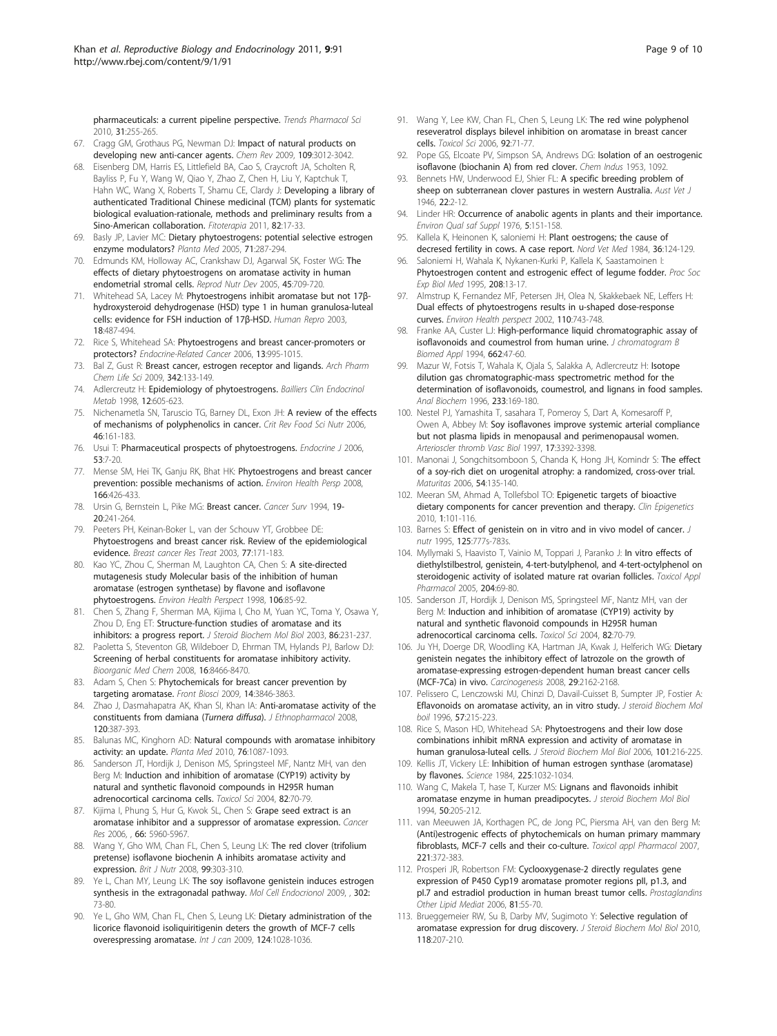pharmaceuticals: a current pipeline perspective. *Trends Pharmacol Sci* 2010, 31:255-265.

67. Cragg GM, Grothaus PG, Newman DJ: Impact of natural products on developing new anti-cancer agents. *Chem Rev* 2009, 109:3012-3042.
68. Eisenberg DM, Harris ES, Littlefield BA, Cao S, Craycroft JA, Scholten R, Bayliss P, Fu Y, Wang W, Qiao Y, Zhao Z, Chen H, Liu Y, Kaptchuk T, Hahn WC, Wang X, Roberts T, Shamu CE, Clardy J: Developing a library of authenticated Traditional Chinese medicinal (TCM) plants for systematic biological evaluation-rationale, methods and preliminary results from a Sino-American collaboration. *Fitoterapia* 2011, 82:17-33.
69. Basly JP, Lavier MC: Dietary phytoestrogens: potential selective estrogen enzyme modulators? *Planta Med* 2005, 71:287-294.
70. Edmunds KM, Holloway AC, Crankshaw DJ, Agarwal SK, Foster WG: The effects of dietary phytoestrogens on aromatase activity in human endometrial stromal cells. *Reprod Nutr Dev* 2005, 45:709-720.
71. Whitehead SA, Lacey M: Phytoestrogens inhibit aromatase but not 17β-hydroxysteroid dehydrogenase (HSD) type 1 in human granulosa-luteal cells: evidence for FSH induction of 17β-HSD. *Human Repro* 2003, 18:487-494.
72. Rice S, Whitehead SA: Phytoestrogens and breast cancer-promoters or protectors? *Endocrine-Related Cancer* 2006, 13:995-1015.
73. Bal Z, Gust R: Breast cancer, estrogen receptor and ligands. *Arch Pharm Chem Life Sci* 2009, 342:133-149.
74. Adlercreutz H: Epidemiology of phytoestrogens. *Bailliers Clin Endocrinol Metab* 1998, 12:605-623.
75. Nichenametla SN, Taruscio TG, Barney DL, Exon JH: A review of the effects of mechanisms of polyphenolics in cancer. *Crit Rev Food Sci Nutr* 2006, 46:161-183.
76. Usui T: Pharmaceutical prospects of phytoestrogens. *Endocrine J* 2006, 53:7-20.
77. Mense SM, Hei TK, Ganju RK, Bhat HK: Phytoestrogens and breast cancer prevention: possible mechanisms of action. *Environ Health Persp* 2008, 166:426-433.
78. Ursin G, Bernstein L, Pike MG: Breast cancer. *Cancer Surv* 1994, 19-20:241-264.
79. Peeters PH, Keinan-Boker L, van der Schouw YT, Grobbee DE: Phytoestrogens and breast cancer risk. Review of the epidemiological evidence. *Breast cancer Res Treat* 2003, 77:171-183.
80. Kao YC, Zhou C, Sherman M, Laughton CA, Chen S: A site-directed mutagenesis study Molecular basis of the inhibition of human aromatase (estrogen synthetase) by flavone and isoflavone phytoestrogens. *Environ Health Perspect* 1998, 106:85-92.
81. Chen S, Zhang F, Sherman MA, Kijima I, Cho M, Yuan YC, Toma Y, Osawa Y, Zhou D, Eng ET: Structure-function studies of aromatase and its inhibitors: a progress report. *J Steroid Biochem Mol Biol* 2003, 86:231-237.
82. Paoletta S, Steventon GB, Wildeboer D, Ehrman TM, Hylands PJ, Barlow DJ: Screening of herbal constituents for aromatase inhibitory activity. *Bioorganic Med Chem* 2008, 16:8466-8470.
83. Adam S, Chen S: Phytochemicals for breast cancer prevention by targeting aromatase. *Front Biosci* 2009, 14:3846-3863.
84. Zhao J, Dasmahapatra AK, Khan SI, Khan IA: Anti-aromatase activity of the constituents from damiana (*Turnera diffusa*). *J Ethnopharmacol* 2008, 120:387-393.
85. Balunas MC, Kinghorn AD: Natural compounds with aromatase inhibitory activity: an update. *Planta Med* 2010, 76:1087-1093.
86. Sanderson JT, Hordijk J, Denison MS, Springsteel MF, Nantz MH, van den Berg M: Induction and inhibition of aromatase (CYP19) activity by natural and synthetic flavonoid compounds in H295R human adrenocortical carcinoma cells. *Toxicol Sci* 2004, 82:70-79.
87. Kijima I, Phung S, Hur G, Kwok SL, Chen S: Grape seed extract is an aromatase inhibitor and a suppressor of aromatase expression. *Cancer Res* 2006, , 66: 5960-5967.
88. Wang Y, Gho WM, Chan FL, Chen S, Leung LK: The red clover (trifolium pretense) isoflavone biochenin A inhibits aromatase activity and expression. *Brit J Nutr* 2008, 99:303-310.
89. Ye L, Chan MY, Leung LK: The soy isoflavone genistein induces estrogen synthesis in the extragonadal pathway. *Mol Cell Endocrionol* 2009, , 302: 73-80.
90. Ye L, Gho WM, Chan FL, Chen S, Leung LK: Dietary administration of the licorice flavonoid isoliquiritigenin deters the growth of MCF-7 cells overexpressing aromatase. *Int J can* 2009, 124:1028-1036.
91. Wang Y, Lee KW, Chan FL, Chen S, Leung LK: The red wine polyphenol reseveratrol displays bilevel inhibition on aromatase in breast cancer cells. *Toxicol Sci* 2006, 92:71-77.
92. Pope GS, Elcoate PV, Simpson SA, Andrews DG: Isolation of an oestrogenic isoflavone (biochanin A) from red clover. *Chem Indus* 1953, 1092.
93. Bennets HW, Underwood EJ, Shier FL: A specific breeding problem of sheep on subterranean clover pastures in western Australia. *Aust Vet J* 1946, 22:2-12.
94. Linder HR: Occurrence of anabolic agents in plants and their importance. *Environ Qual saf Suppl* 1976, 5:151-158.
95. Kallela K, Heinonen K, saloniemi H: Plant oestrogens; the cause of decresed fertility in cows. A case report. *Nord Vet Med* 1984, 36:124-129.
96. Saloniemi H, Wahala K, Nykanen-Kurki P, Kallela K, Saastamoinen I: Phytoestrogen content and estrogenic effect of legume fodder. *Proc Soc Exp Biol Med* 1995, 208:13-17.
97. Almstrup K, Fernandez MF, Petersen JH, Olea N, Skakkebaek NE, Leffers H: Dual effects of phytoestrogens results in u-shaped dose-response curves. *Environ Health perspect* 2002, 110:743-748.
98. Franke AA, Custer LJ: High-performance liquid chromatographic assay of isoflavonoids and coumestrol from human urine. *J chromatogram B Biomed Appl* 1994, 662:47-60.
99. Mazur W, Fotsis T, Wahala K, Ojala S, Salakka A, Adlercreutz H: Isotope dilution gas chromatographic-mass spectrometric method for the determination of isoflavonoids, coumestrol, and lignans in food samples. *Anal Biochem* 1996, 233:169-180.
100. Nestel PJ, Yamashita T, sasahara T, Pomeroy S, Dart A, Komesaroff P, Owen A, Abbey M: Soy isoflavones improve systemic arterial compliance but not plasma lipids in menopausal and perimenopausal women. *Arterioscler thromb Vasc Biol* 1997, 17:3392-3398.
101. Manonai J, Songchitsomboon S, Chanda K, Hong JH, Komindr S: The effect of a soy-rich diet on urogenital atrophy: a randomized, cross-over trial. *Maturitas* 2006, 54:135-140.
102. Meeran SM, Ahmad A, Tollefsbol TO: Epigenetic targets of bioactive dietary components for cancer prevention and therapy. *Clin Epigenetics* 2010, 1:101-116.
103. Barnes S: Effect of genistein on in vitro and in vivo model of cancer. *J nutr* 1995, 125:777s-783s.
104. Myllymaki S, Haavisto T, Vainio M, Toppari J, Paranko J: In vitro effects of diethylstilbestrol, genistein, 4-tert-butylphenol, and 4-tert-octylphenol on steroidogenic activity of isolated mature rat ovarian follicles. *Toxicol Appl Pharmacol* 2005, 204:69-80.
105. Sanderson JT, Hordijk J, Denison MS, Springsteel MF, Nantz MH, van der Berg M: Induction and inhibition of aromatase (CYP19) activity by natural and synthetic flavonoid compounds in H295R human adrenocortical carcinoma cells. *Toxicol Sci* 2004, 82:70-79.
106. Ju YH, Doerge DR, Woodling KA, Hartman JA, Kwak J, Helferich WG: Dietary genistein negates the inhibitory effect of latrozole on the growth of aromatase-expressing estrogen-dependent human breast cancer cells (MCF-7Ca) in vivo. *Carcinogenesis* 2008, 29:2162-2168.
107. Pelissero C, Lenczowski MJ, Chinzi D, Davail-Cuisset B, Sumpter JP, Fostier A: Eflavonoids on aromatase activity, an in vitro study. *J steroid Biochem Mol boil* 1996, 57:215-223.
108. Rice S, Mason HD, Whitehead SA: Phytoestrogens and their low dose combinations inhibit mRNA expression and activity of aromatase in human granulosa-luteal cells. *J Steroid Biochem Mol Biol* 2006, 101:216-225.
109. Kellis JT, Vickery LE: Inhibition of human estrogen synthase (aromatase) by flavones. *Science* 1984, 225:1032-1034.
110. Wang C, Makela T, hase T, Kurzer MS: Lignans and flavonoids inhibit aromatase enzyme in human preadipocytes. *J steroid Biochem Mol Biol* 1994, 50:205-212.
111. van Meeuwen JA, Korthagen PC, de Jong PC, Piersma AH, van den Berg M: (Anti)estrogenic effects of phytochemicals on human primary mammary fibroblasts, MCF-7 cells and their co-culture. *Toxicol appl Pharmacol* 2007, 221:372-383.
112. Prosperi JR, Robertson FM: Cyclooxygenase-2 directly regulates gene expression of P450 Cyp19 aromatase promoter regions pII, p1.3, and pI.7 and estradiol production in human breast tumor cells. *Prostaglandins Other Lipid Mediat* 2006, 81:55-70.
113. Brueggemeier RW, Su B, Darby MV, Sugimoto Y: Selective regulation of aromatase expression for drug discovery. *J Steroid Biochem Mol Biol* 2010, 118:207-210.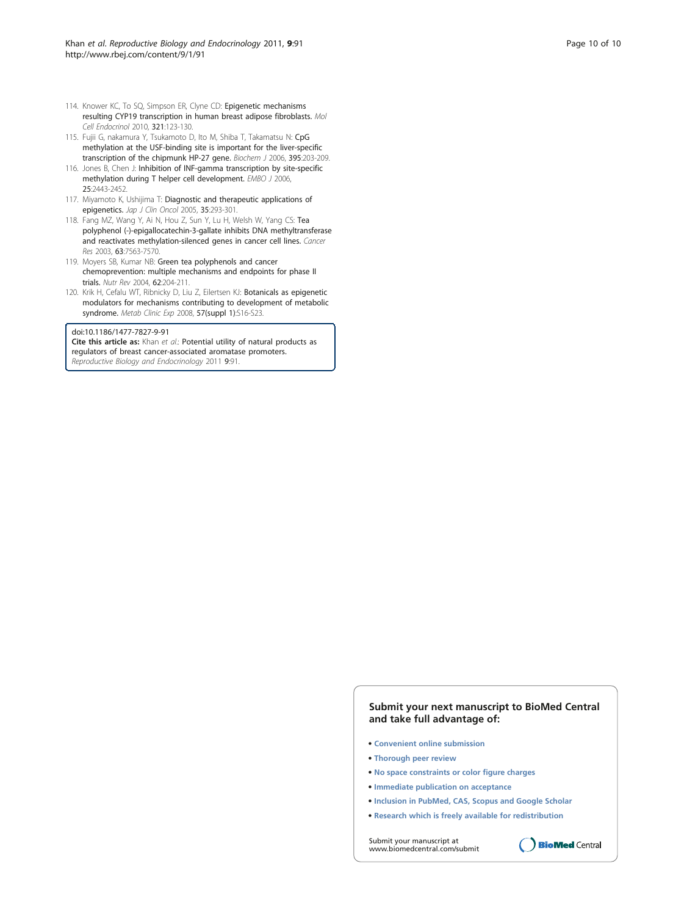114. Knower KC, To SQ, Simpson ER, Clyne CD: **Epigenetic mechanisms resulting CYP19 transcription in human breast adipose fibroblasts.** *Mol Cell Endocrinol* 2010, **321**:123-130.
115. Fujii G, nakamura Y, Tsukamoto D, Ito M, Shiba T, Takamatsu N: **CpG methylation at the USF-binding site is important for the liver-specific transcription of the chipmunk HP-27 gene.** *Biochem J* 2006, **395**:203-209.
116. Jones B, Chen J: **Inhibition of INF-gamma transcription by site-specific methylation during T helper cell development.** *EMBO J* 2006, **25**:2443-2452.
117. Miyamoto K, Ushijima T: **Diagnostic and therapeutic applications of epigenetics.** *Jap J Clin Oncol* 2005, **35**:293-301.
118. Fang MZ, Wang Y, Ai N, Hou Z, Sun Y, Lu H, Welsh W, Yang CS: **Tea polyphenol (-)-epigallocatechin-3-gallate inhibits DNA methyltransferase and reactivates methylation-silenced genes in cancer cell lines.** *Cancer Res* 2003, **63**:7563-7570.
119. Moyers SB, Kumar NB: **Green tea polyphenols and cancer chemoprevention: multiple mechanisms and endpoints for phase II trials.** *Nutr Rev* 2004, **62**:204-211.
120. Krik H, Cefalu WT, Ribnicky D, Liu Z, Eilertsen KJ: **Botanicals as epigenetic modulators for mechanisms contributing to development of metabolic syndrome.** *Metab Clinic Exp* 2008, **57(suppl 1)**:S16-S23.

doi:10.1186/1477-7827-9-91

**Cite this article as:** Khan *et al.*: Potential utility of natural products as regulators of breast cancer-associated aromatase promoters. *Reproductive Biology and Endocrinology* 2011 **9**:91.

**Submit your next manuscript to BioMed Central and take full advantage of:**

- **Convenient online submission**
- **Thorough peer review**
- **No space constraints or color figure charges**
- **Immediate publication on acceptance**
- **Inclusion in PubMed, CAS, Scopus and Google Scholar**
- **Research which is freely available for redistribution**

Submit your manuscript at
www.biomedcentral.com/submit

BioMed Central